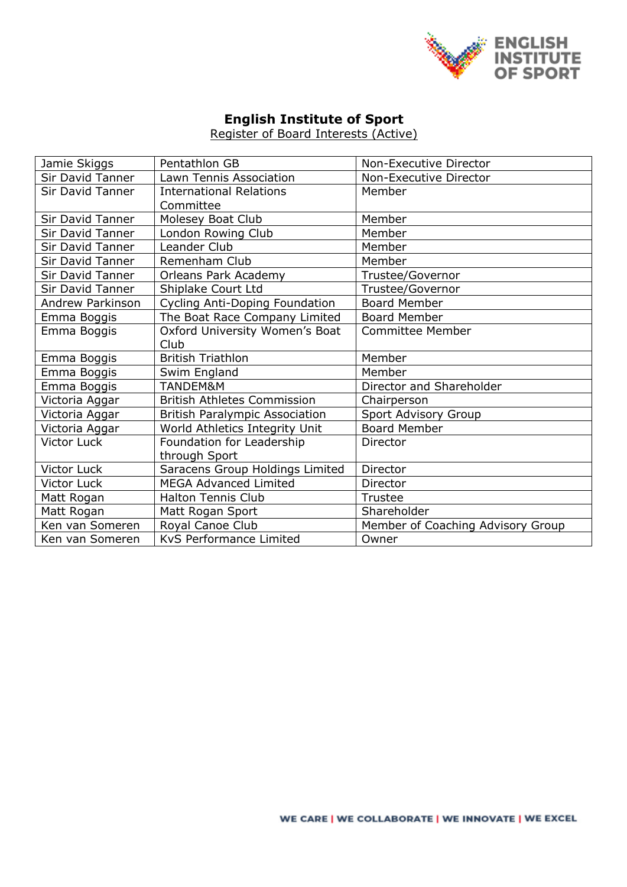# English Institute of Sport

Register of Board Interests (Active)

| | | |
|---|---|---|
| Jamie Skiggs | Pentathlon GB | Non-Executive Director |
| Sir David Tanner | Lawn Tennis Association | Non-Executive Director |
| Sir David Tanner | International Relations Committee | Member |
| Sir David Tanner | Molesey Boat Club | Member |
| Sir David Tanner | London Rowing Club | Member |
| Sir David Tanner | Leander Club | Member |
| Sir David Tanner | Remenham Club | Member |
| Sir David Tanner | Orleans Park Academy | Trustee/Governor |
| Sir David Tanner | Shiplake Court Ltd | Trustee/Governor |
| Andrew Parkinson | Cycling Anti-Doping Foundation | Board Member |
| Emma Boggis | The Boat Race Company Limited | Board Member |
| Emma Boggis | Oxford University Women's Boat Club | Committee Member |
| Emma Boggis | British Triathlon | Member |
| Emma Boggis | Swim England | Member |
| Emma Boggis | TANDEM&M | Director and Shareholder |
| Victoria Aggar | British Athletes Commission | Chairperson |
| Victoria Aggar | British Paralympic Association | Sport Advisory Group |
| Victoria Aggar | World Athletics Integrity Unit | Board Member |
| Victor Luck | Foundation for Leadership through Sport | Director |
| Victor Luck | Saracens Group Holdings Limited | Director |
| Victor Luck | MEGA Advanced Limited | Director |
| Matt Rogan | Halton Tennis Club | Trustee |
| Matt Rogan | Matt Rogan Sport | Shareholder |
| Ken van Someren | Royal Canoe Club | Member of Coaching Advisory Group |
| Ken van Someren | KvS Performance Limited | Owner |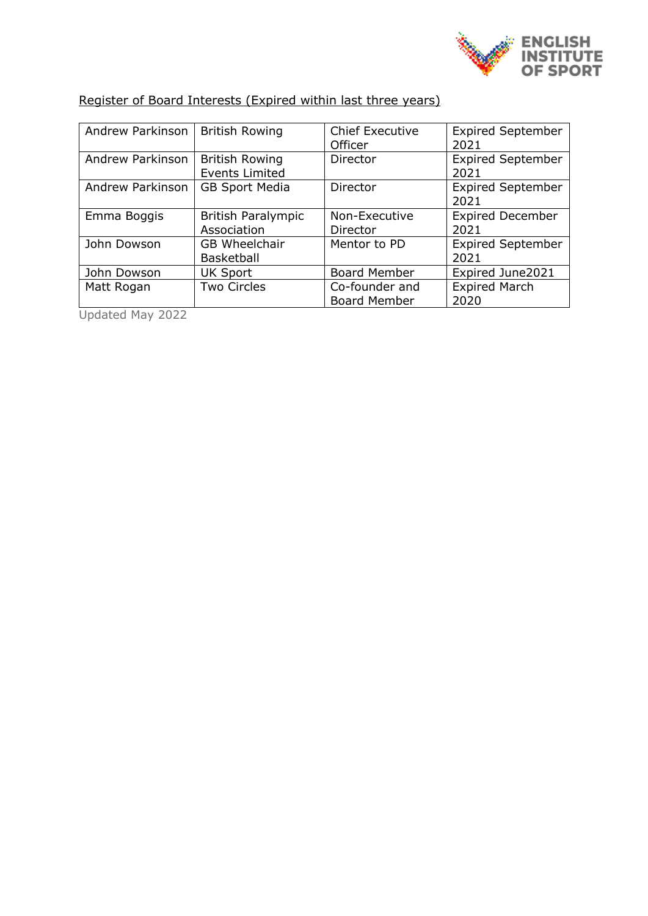Register of Board Interests (Expired within last three years)

| | | | |
|---|---|---|---|
| Andrew Parkinson | British Rowing | Chief Executive Officer | Expired September 2021 |
| Andrew Parkinson | British Rowing Events Limited | Director | Expired September 2021 |
| Andrew Parkinson | GB Sport Media | Director | Expired September 2021 |
| Emma Boggis | British Paralympic Association | Non-Executive Director | Expired December 2021 |
| John Dowson | GB Wheelchair Basketball | Mentor to PD | Expired September 2021 |
| John Dowson | UK Sport | Board Member | Expired June2021 |
| Matt Rogan | Two Circles | Co-founder and Board Member | Expired March 2020 |

Updated May 2022